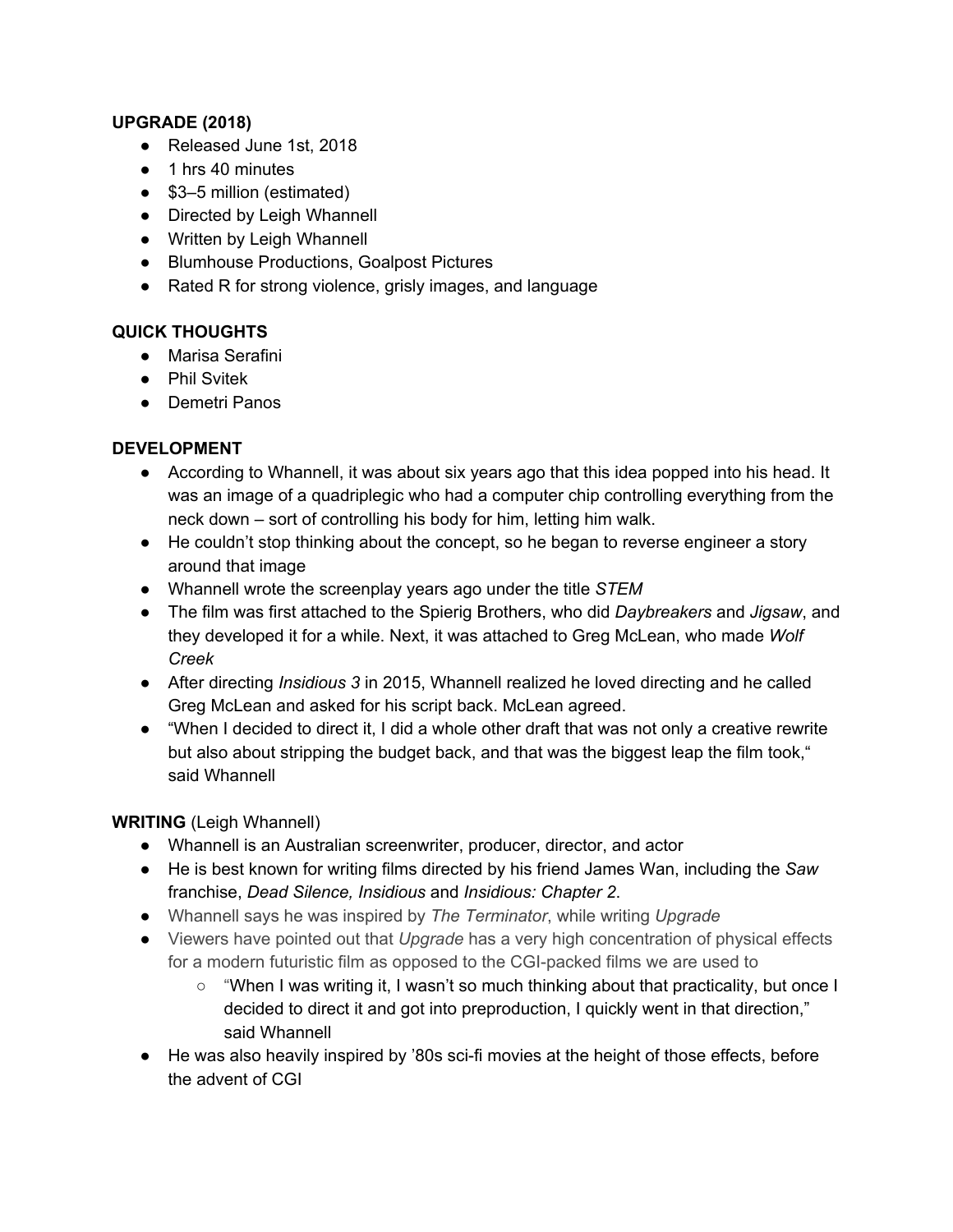**UPGRADE (2018)**

- Released June 1st, 2018
- 1 hrs 40 minutes
- $3–5 million (estimated)
- Directed by Leigh Whannell
- Written by Leigh Whannell
- Blumhouse Productions, Goalpost Pictures
- Rated R for strong violence, grisly images, and language

**QUICK THOUGHTS**

- Marisa Serafini
- Phil Svitek
- Demetri Panos

**DEVELOPMENT**

- According to Whannell, it was about six years ago that this idea popped into his head. It was an image of a quadriplegic who had a computer chip controlling everything from the neck down – sort of controlling his body for him, letting him walk.
- He couldn't stop thinking about the concept, so he began to reverse engineer a story around that image
- Whannell wrote the screenplay years ago under the title *STEM*
- The film was first attached to the Spierig Brothers, who did *Daybreakers* and *Jigsaw*, and they developed it for a while. Next, it was attached to Greg McLean, who made *Wolf Creek*
- After directing *Insidious 3* in 2015, Whannell realized he loved directing and he called Greg McLean and asked for his script back. McLean agreed.
- "When I decided to direct it, I did a whole other draft that was not only a creative rewrite but also about stripping the budget back, and that was the biggest leap the film took," said Whannell

**WRITING** (Leigh Whannell)

- Whannell is an Australian screenwriter, producer, director, and actor
- He is best known for writing films directed by his friend James Wan, including the *Saw* franchise, *Dead Silence, Insidious* and *Insidious: Chapter 2*.
- Whannell says he was inspired by *The Terminator*, while writing *Upgrade*
- Viewers have pointed out that *Upgrade* has a very high concentration of physical effects for a modern futuristic film as opposed to the CGI-packed films we are used to
  - "When I was writing it, I wasn't so much thinking about that practicality, but once I decided to direct it and got into preproduction, I quickly went in that direction," said Whannell
- He was also heavily inspired by '80s sci-fi movies at the height of those effects, before the advent of CGI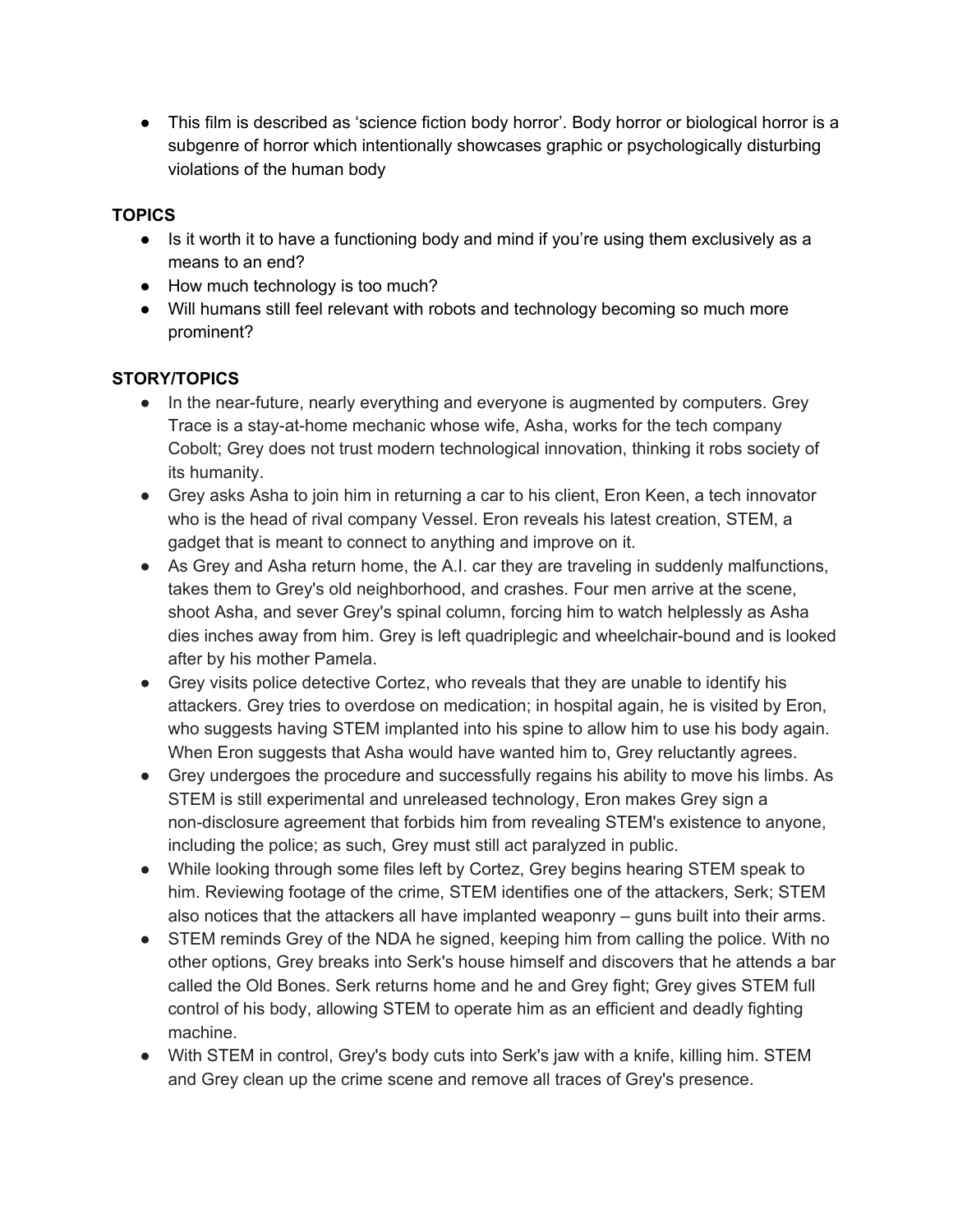- This film is described as 'science fiction body horror'. Body horror or biological horror is a subgenre of horror which intentionally showcases graphic or psychologically disturbing violations of the human body

**TOPICS**

- Is it worth it to have a functioning body and mind if you're using them exclusively as a means to an end?
- How much technology is too much?
- Will humans still feel relevant with robots and technology becoming so much more prominent?

**STORY/TOPICS**

- In the near-future, nearly everything and everyone is augmented by computers. Grey Trace is a stay-at-home mechanic whose wife, Asha, works for the tech company Cobolt; Grey does not trust modern technological innovation, thinking it robs society of its humanity.
- Grey asks Asha to join him in returning a car to his client, Eron Keen, a tech innovator who is the head of rival company Vessel. Eron reveals his latest creation, STEM, a gadget that is meant to connect to anything and improve on it.
- As Grey and Asha return home, the A.I. car they are traveling in suddenly malfunctions, takes them to Grey's old neighborhood, and crashes. Four men arrive at the scene, shoot Asha, and sever Grey's spinal column, forcing him to watch helplessly as Asha dies inches away from him. Grey is left quadriplegic and wheelchair-bound and is looked after by his mother Pamela.
- Grey visits police detective Cortez, who reveals that they are unable to identify his attackers. Grey tries to overdose on medication; in hospital again, he is visited by Eron, who suggests having STEM implanted into his spine to allow him to use his body again. When Eron suggests that Asha would have wanted him to, Grey reluctantly agrees.
- Grey undergoes the procedure and successfully regains his ability to move his limbs. As STEM is still experimental and unreleased technology, Eron makes Grey sign a non-disclosure agreement that forbids him from revealing STEM's existence to anyone, including the police; as such, Grey must still act paralyzed in public.
- While looking through some files left by Cortez, Grey begins hearing STEM speak to him. Reviewing footage of the crime, STEM identifies one of the attackers, Serk; STEM also notices that the attackers all have implanted weaponry – guns built into their arms.
- STEM reminds Grey of the NDA he signed, keeping him from calling the police. With no other options, Grey breaks into Serk's house himself and discovers that he attends a bar called the Old Bones. Serk returns home and he and Grey fight; Grey gives STEM full control of his body, allowing STEM to operate him as an efficient and deadly fighting machine.
- With STEM in control, Grey's body cuts into Serk's jaw with a knife, killing him. STEM and Grey clean up the crime scene and remove all traces of Grey's presence.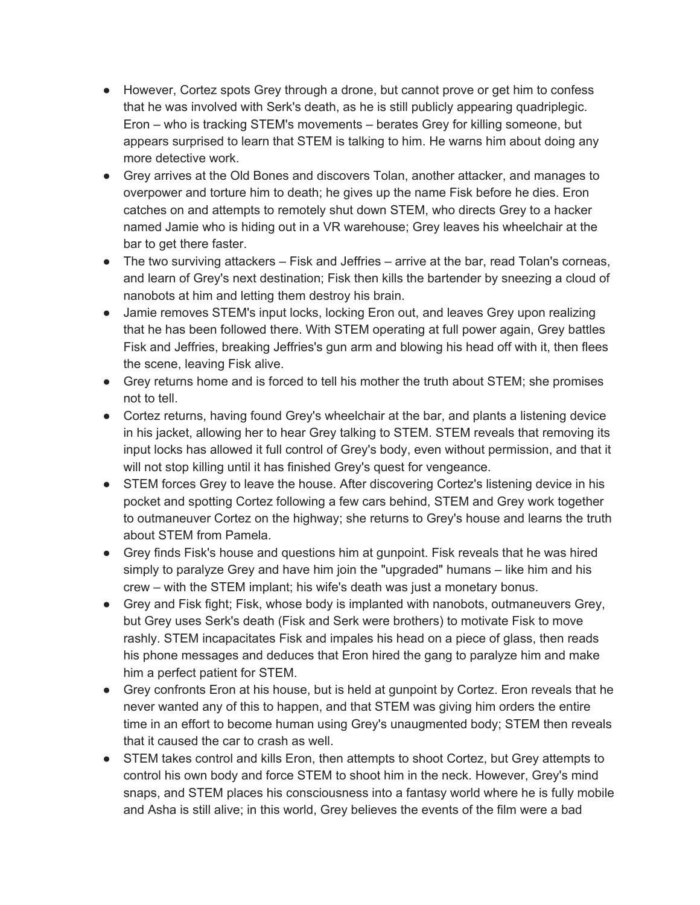- However, Cortez spots Grey through a drone, but cannot prove or get him to confess that he was involved with Serk's death, as he is still publicly appearing quadriplegic. Eron – who is tracking STEM's movements – berates Grey for killing someone, but appears surprised to learn that STEM is talking to him. He warns him about doing any more detective work.
- Grey arrives at the Old Bones and discovers Tolan, another attacker, and manages to overpower and torture him to death; he gives up the name Fisk before he dies. Eron catches on and attempts to remotely shut down STEM, who directs Grey to a hacker named Jamie who is hiding out in a VR warehouse; Grey leaves his wheelchair at the bar to get there faster.
- The two surviving attackers – Fisk and Jeffries – arrive at the bar, read Tolan's corneas, and learn of Grey's next destination; Fisk then kills the bartender by sneezing a cloud of nanobots at him and letting them destroy his brain.
- Jamie removes STEM's input locks, locking Eron out, and leaves Grey upon realizing that he has been followed there. With STEM operating at full power again, Grey battles Fisk and Jeffries, breaking Jeffries's gun arm and blowing his head off with it, then flees the scene, leaving Fisk alive.
- Grey returns home and is forced to tell his mother the truth about STEM; she promises not to tell.
- Cortez returns, having found Grey's wheelchair at the bar, and plants a listening device in his jacket, allowing her to hear Grey talking to STEM. STEM reveals that removing its input locks has allowed it full control of Grey's body, even without permission, and that it will not stop killing until it has finished Grey's quest for vengeance.
- STEM forces Grey to leave the house. After discovering Cortez's listening device in his pocket and spotting Cortez following a few cars behind, STEM and Grey work together to outmaneuver Cortez on the highway; she returns to Grey's house and learns the truth about STEM from Pamela.
- Grey finds Fisk's house and questions him at gunpoint. Fisk reveals that he was hired simply to paralyze Grey and have him join the "upgraded" humans – like him and his crew – with the STEM implant; his wife's death was just a monetary bonus.
- Grey and Fisk fight; Fisk, whose body is implanted with nanobots, outmaneuvers Grey, but Grey uses Serk's death (Fisk and Serk were brothers) to motivate Fisk to move rashly. STEM incapacitates Fisk and impales his head on a piece of glass, then reads his phone messages and deduces that Eron hired the gang to paralyze him and make him a perfect patient for STEM.
- Grey confronts Eron at his house, but is held at gunpoint by Cortez. Eron reveals that he never wanted any of this to happen, and that STEM was giving him orders the entire time in an effort to become human using Grey's unaugmented body; STEM then reveals that it caused the car to crash as well.
- STEM takes control and kills Eron, then attempts to shoot Cortez, but Grey attempts to control his own body and force STEM to shoot him in the neck. However, Grey's mind snaps, and STEM places his consciousness into a fantasy world where he is fully mobile and Asha is still alive; in this world, Grey believes the events of the film were a bad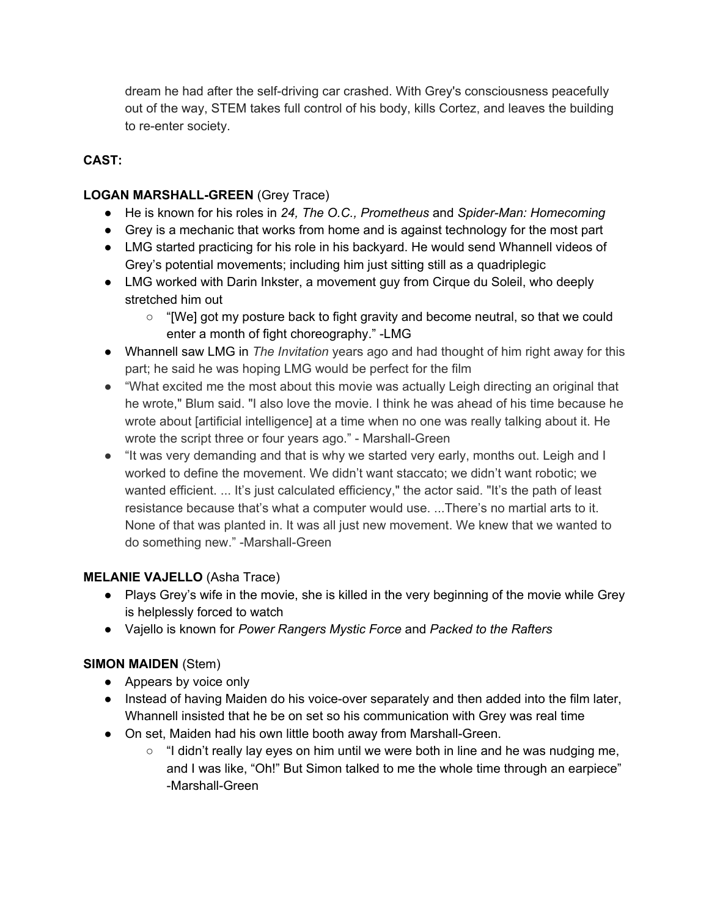dream he had after the self-driving car crashed. With Grey's consciousness peacefully out of the way, STEM takes full control of his body, kills Cortez, and leaves the building to re-enter society.

**CAST:**

**LOGAN MARSHALL-GREEN** (Grey Trace)

- He is known for his roles in *24, The O.C., Prometheus* and *Spider-Man: Homecoming*
- Grey is a mechanic that works from home and is against technology for the most part
- LMG started practicing for his role in his backyard. He would send Whannell videos of Grey's potential movements; including him just sitting still as a quadriplegic
- LMG worked with Darin Inkster, a movement guy from Cirque du Soleil, who deeply stretched him out
  - "[We] got my posture back to fight gravity and become neutral, so that we could enter a month of fight choreography." -LMG
- Whannell saw LMG in *The Invitation* years ago and had thought of him right away for this part; he said he was hoping LMG would be perfect for the film
- "What excited me the most about this movie was actually Leigh directing an original that he wrote," Blum said. "I also love the movie. I think he was ahead of his time because he wrote about [artificial intelligence] at a time when no one was really talking about it. He wrote the script three or four years ago." - Marshall-Green
- "It was very demanding and that is why we started very early, months out. Leigh and I worked to define the movement. We didn't want staccato; we didn't want robotic; we wanted efficient. ... It's just calculated efficiency," the actor said. "It's the path of least resistance because that's what a computer would use. ...There's no martial arts to it. None of that was planted in. It was all just new movement. We knew that we wanted to do something new." -Marshall-Green

**MELANIE VAJELLO** (Asha Trace)

- Plays Grey's wife in the movie, she is killed in the very beginning of the movie while Grey is helplessly forced to watch
- Vajello is known for *Power Rangers Mystic Force* and *Packed to the Rafters*

**SIMON MAIDEN** (Stem)

- Appears by voice only
- Instead of having Maiden do his voice-over separately and then added into the film later, Whannell insisted that he be on set so his communication with Grey was real time
- On set, Maiden had his own little booth away from Marshall-Green.
  - "I didn't really lay eyes on him until we were both in line and he was nudging me, and I was like, "Oh!" But Simon talked to me the whole time through an earpiece" -Marshall-Green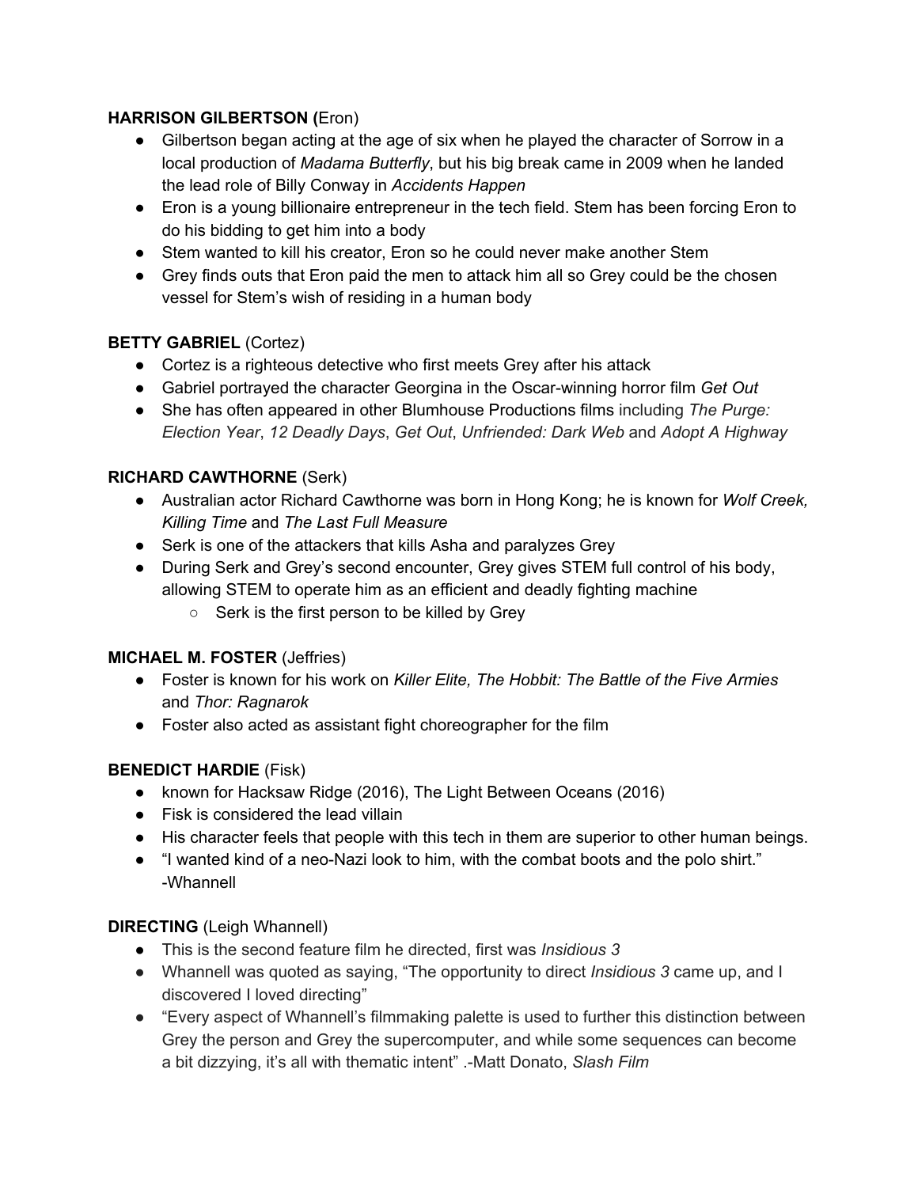**HARRISON GILBERTSON (**Eron)

- Gilbertson began acting at the age of six when he played the character of Sorrow in a local production of *Madama Butterfly*, but his big break came in 2009 when he landed the lead role of Billy Conway in *Accidents Happen*
- Eron is a young billionaire entrepreneur in the tech field. Stem has been forcing Eron to do his bidding to get him into a body
- Stem wanted to kill his creator, Eron so he could never make another Stem
- Grey finds outs that Eron paid the men to attack him all so Grey could be the chosen vessel for Stem's wish of residing in a human body

**BETTY GABRIEL** (Cortez)

- Cortez is a righteous detective who first meets Grey after his attack
- Gabriel portrayed the character Georgina in the Oscar-winning horror film *Get Out*
- She has often appeared in other Blumhouse Productions films including *The Purge: Election Year*, *12 Deadly Days*, *Get Out*, *Unfriended: Dark Web* and *Adopt A Highway*

**RICHARD CAWTHORNE** (Serk)

- Australian actor Richard Cawthorne was born in Hong Kong; he is known for *Wolf Creek, Killing Time* and *The Last Full Measure*
- Serk is one of the attackers that kills Asha and paralyzes Grey
- During Serk and Grey's second encounter, Grey gives STEM full control of his body, allowing STEM to operate him as an efficient and deadly fighting machine
  - Serk is the first person to be killed by Grey

**MICHAEL M. FOSTER** (Jeffries)

- Foster is known for his work on *Killer Elite, The Hobbit: The Battle of the Five Armies* and *Thor: Ragnarok*
- Foster also acted as assistant fight choreographer for the film

**BENEDICT HARDIE** (Fisk)

- known for Hacksaw Ridge (2016), The Light Between Oceans (2016)
- Fisk is considered the lead villain
- His character feels that people with this tech in them are superior to other human beings.
- "I wanted kind of a neo-Nazi look to him, with the combat boots and the polo shirt." -Whannell

**DIRECTING** (Leigh Whannell)

- This is the second feature film he directed, first was *Insidious 3*
- Whannell was quoted as saying, "The opportunity to direct *Insidious 3* came up, and I discovered I loved directing"
- "Every aspect of Whannell's filmmaking palette is used to further this distinction between Grey the person and Grey the supercomputer, and while some sequences can become a bit dizzying, it's all with thematic intent" .-Matt Donato, *Slash Film*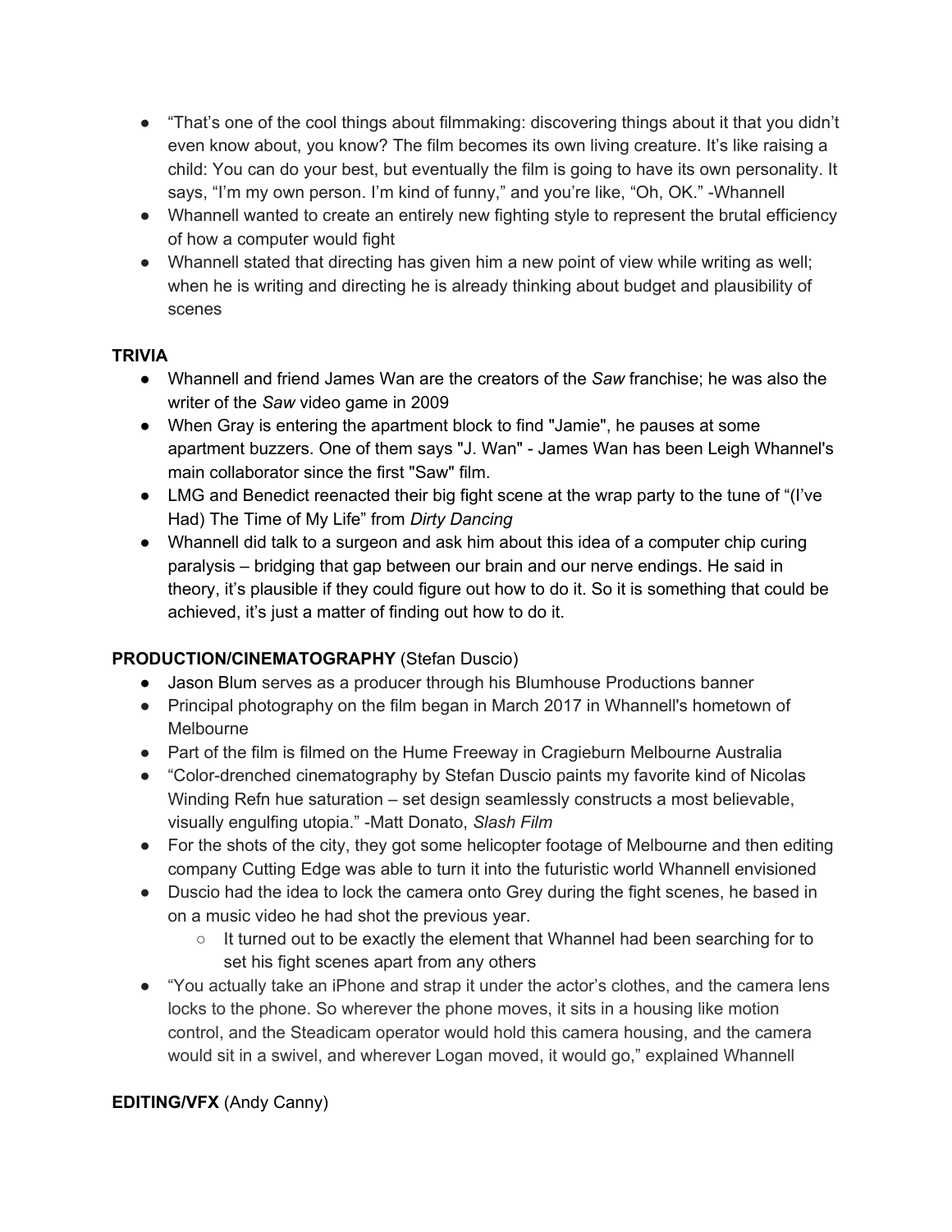- "That's one of the cool things about filmmaking: discovering things about it that you didn't even know about, you know? The film becomes its own living creature. It's like raising a child: You can do your best, but eventually the film is going to have its own personality. It says, "I'm my own person. I'm kind of funny," and you're like, "Oh, OK." -Whannell
- Whannell wanted to create an entirely new fighting style to represent the brutal efficiency of how a computer would fight
- Whannell stated that directing has given him a new point of view while writing as well; when he is writing and directing he is already thinking about budget and plausibility of scenes

**TRIVIA**

- Whannell and friend James Wan are the creators of the *Saw* franchise; he was also the writer of the *Saw* video game in 2009
- When Gray is entering the apartment block to find "Jamie", he pauses at some apartment buzzers. One of them says "J. Wan" - James Wan has been Leigh Whannell's main collaborator since the first "Saw" film.
- LMG and Benedict reenacted their big fight scene at the wrap party to the tune of "(I've Had) The Time of My Life" from *Dirty Dancing*
- Whannell did talk to a surgeon and ask him about this idea of a computer chip curing paralysis – bridging that gap between our brain and our nerve endings. He said in theory, it's plausible if they could figure out how to do it. So it is something that could be achieved, it's just a matter of finding out how to do it.

**PRODUCTION/CINEMATOGRAPHY** (Stefan Duscio)

- Jason Blum serves as a producer through his Blumhouse Productions banner
- Principal photography on the film began in March 2017 in Whannell's hometown of Melbourne
- Part of the film is filmed on the Hume Freeway in Cragieburn Melbourne Australia
- "Color-drenched cinematography by Stefan Duscio paints my favorite kind of Nicolas Winding Refn hue saturation – set design seamlessly constructs a most believable, visually engulfing utopia." -Matt Donato, *Slash Film*
- For the shots of the city, they got some helicopter footage of Melbourne and then editing company Cutting Edge was able to turn it into the futuristic world Whannell envisioned
- Duscio had the idea to lock the camera onto Grey during the fight scenes, he based in on a music video he had shot the previous year.
  - It turned out to be exactly the element that Whannel had been searching for to set his fight scenes apart from any others
- "You actually take an iPhone and strap it under the actor's clothes, and the camera lens locks to the phone. So wherever the phone moves, it sits in a housing like motion control, and the Steadicam operator would hold this camera housing, and the camera would sit in a swivel, and wherever Logan moved, it would go," explained Whannell

**EDITING/VFX** (Andy Canny)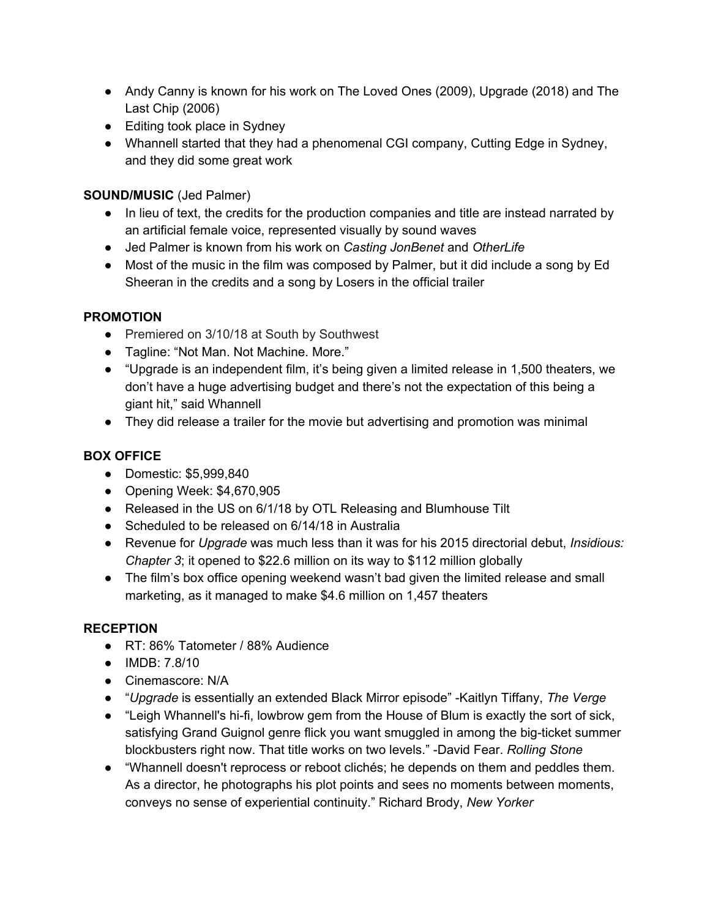- Andy Canny is known for his work on The Loved Ones (2009), Upgrade (2018) and The Last Chip (2006)
- Editing took place in Sydney
- Whannell started that they had a phenomenal CGI company, Cutting Edge in Sydney, and they did some great work

**SOUND/MUSIC** (Jed Palmer)

- In lieu of text, the credits for the production companies and title are instead narrated by an artificial female voice, represented visually by sound waves
- Jed Palmer is known from his work on *Casting JonBenet* and *OtherLife*
- Most of the music in the film was composed by Palmer, but it did include a song by Ed Sheeran in the credits and a song by Losers in the official trailer

**PROMOTION**

- Premiered on 3/10/18 at South by Southwest
- Tagline: "Not Man. Not Machine. More."
- "Upgrade is an independent film, it's being given a limited release in 1,500 theaters, we don't have a huge advertising budget and there's not the expectation of this being a giant hit," said Whannell
- They did release a trailer for the movie but advertising and promotion was minimal

**BOX OFFICE**

- Domestic: $5,999,840
- Opening Week: $4,670,905
- Released in the US on 6/1/18 by OTL Releasing and Blumhouse Tilt
- Scheduled to be released on 6/14/18 in Australia
- Revenue for *Upgrade* was much less than it was for his 2015 directorial debut, *Insidious: Chapter 3*; it opened to $22.6 million on its way to $112 million globally
- The film's box office opening weekend wasn't bad given the limited release and small marketing, as it managed to make $4.6 million on 1,457 theaters

**RECEPTION**

- RT: 86% Tatometer / 88% Audience
- IMDB: 7.8/10
- Cinemascore: N/A
- "*Upgrade* is essentially an extended Black Mirror episode" -Kaitlyn Tiffany, *The Verge*
- "Leigh Whannell's hi-fi, lowbrow gem from the House of Blum is exactly the sort of sick, satisfying Grand Guignol genre flick you want smuggled in among the big-ticket summer blockbusters right now. That title works on two levels." -David Fear. *Rolling Stone*
- "Whannell doesn't reprocess or reboot clichés; he depends on them and peddles them. As a director, he photographs his plot points and sees no moments between moments, conveys no sense of experiential continuity." Richard Brody, *New Yorker*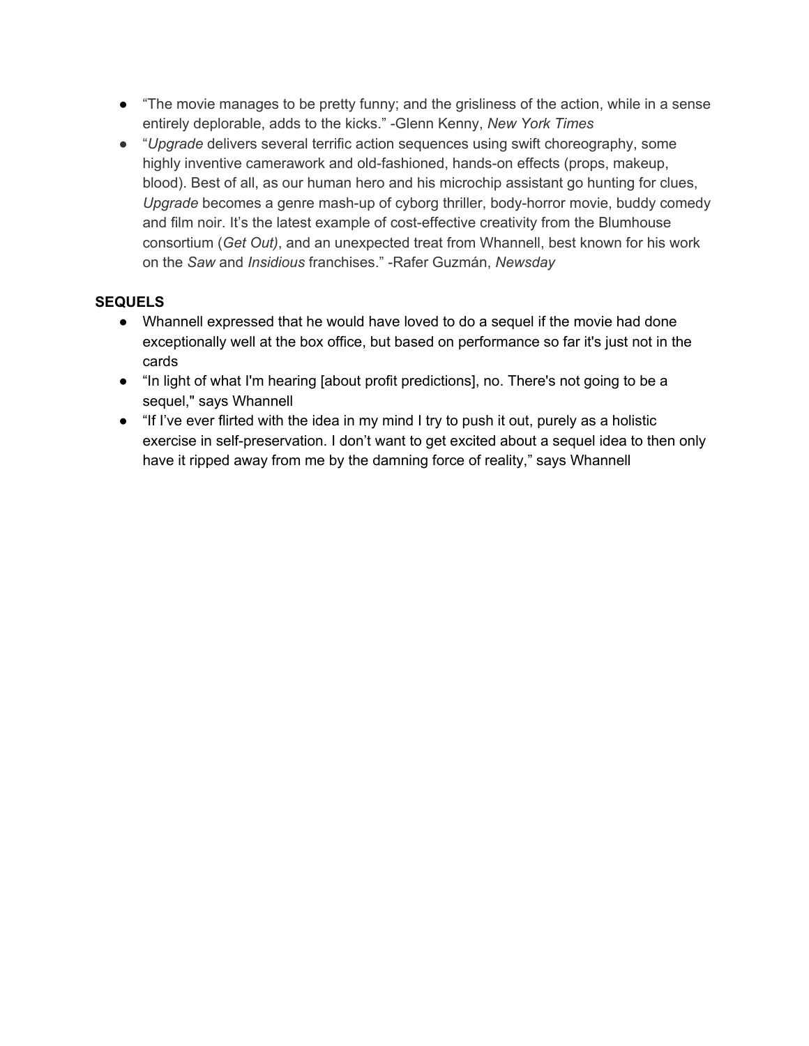- "The movie manages to be pretty funny; and the grisliness of the action, while in a sense entirely deplorable, adds to the kicks." -Glenn Kenny, *New York Times*
- "*Upgrade* delivers several terrific action sequences using swift choreography, some highly inventive camerawork and old-fashioned, hands-on effects (props, makeup, blood). Best of all, as our human hero and his microchip assistant go hunting for clues, *Upgrade* becomes a genre mash-up of cyborg thriller, body-horror movie, buddy comedy and film noir. It's the latest example of cost-effective creativity from the Blumhouse consortium (*Get Out)*, and an unexpected treat from Whannell, best known for his work on the *Saw* and *Insidious* franchises." -Rafer Guzmán, *Newsday*

**SEQUELS**

- Whannell expressed that he would have loved to do a sequel if the movie had done exceptionally well at the box office, but based on performance so far it's just not in the cards
- "In light of what I'm hearing [about profit predictions], no. There's not going to be a sequel," says Whannell
- "If I've ever flirted with the idea in my mind I try to push it out, purely as a holistic exercise in self-preservation. I don't want to get excited about a sequel idea to then only have it ripped away from me by the damning force of reality," says Whannell